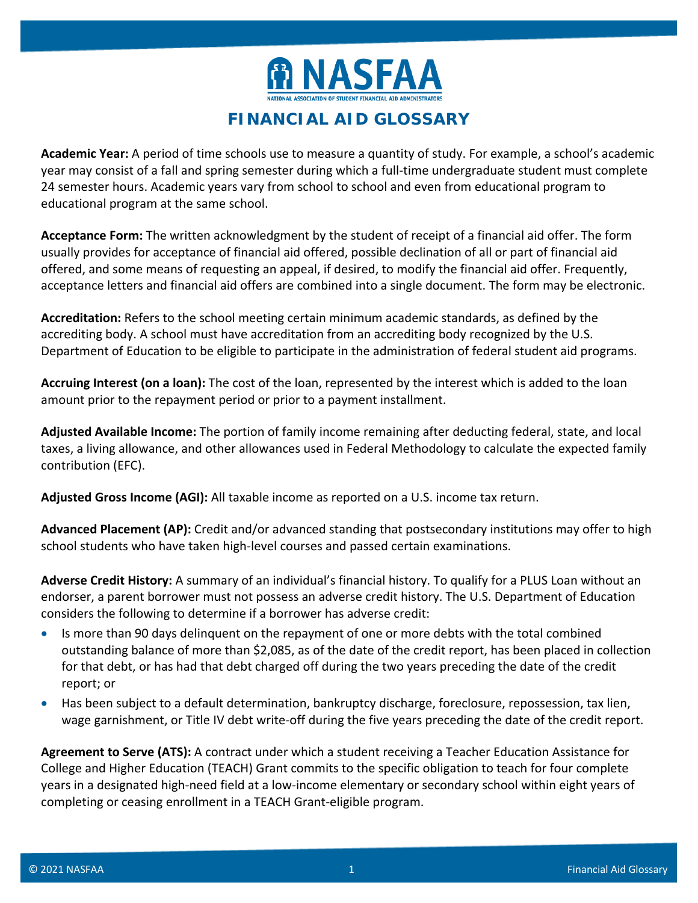# NASFAA

NATIONAL ASSOCIATION OF STUDENT FINANCIAL AID ADMINISTRATORS

## FINANCIAL AID GLOSSARY

**Academic Year:** A period of time schools use to measure a quantity of study. For example, a school's academic year may consist of a fall and spring semester during which a full-time undergraduate student must complete 24 semester hours. Academic years vary from school to school and even from educational program to educational program at the same school.

**Acceptance Form:** The written acknowledgment by the student of receipt of a financial aid offer. The form usually provides for acceptance of financial aid offered, possible declination of all or part of financial aid offered, and some means of requesting an appeal, if desired, to modify the financial aid offer. Frequently, acceptance letters and financial aid offers are combined into a single document. The form may be electronic.

**Accreditation:** Refers to the school meeting certain minimum academic standards, as defined by the accrediting body. A school must have accreditation from an accrediting body recognized by the U.S. Department of Education to be eligible to participate in the administration of federal student aid programs.

**Accruing Interest (on a loan):** The cost of the loan, represented by the interest which is added to the loan amount prior to the repayment period or prior to a payment installment.

**Adjusted Available Income:** The portion of family income remaining after deducting federal, state, and local taxes, a living allowance, and other allowances used in Federal Methodology to calculate the expected family contribution (EFC).

**Adjusted Gross Income (AGI):** All taxable income as reported on a U.S. income tax return.

**Advanced Placement (AP):** Credit and/or advanced standing that postsecondary institutions may offer to high school students who have taken high-level courses and passed certain examinations.

**Adverse Credit History:** A summary of an individual's financial history. To qualify for a PLUS Loan without an endorser, a parent borrower must not possess an adverse credit history. The U.S. Department of Education considers the following to determine if a borrower has adverse credit:

- Is more than 90 days delinquent on the repayment of one or more debts with the total combined outstanding balance of more than $2,085, as of the date of the credit report, has been placed in collection for that debt, or has had that debt charged off during the two years preceding the date of the credit report; or
- Has been subject to a default determination, bankruptcy discharge, foreclosure, repossession, tax lien, wage garnishment, or Title IV debt write-off during the five years preceding the date of the credit report.

**Agreement to Serve (ATS):** A contract under which a student receiving a Teacher Education Assistance for College and Higher Education (TEACH) Grant commits to the specific obligation to teach for four complete years in a designated high-need field at a low-income elementary or secondary school within eight years of completing or ceasing enrollment in a TEACH Grant-eligible program.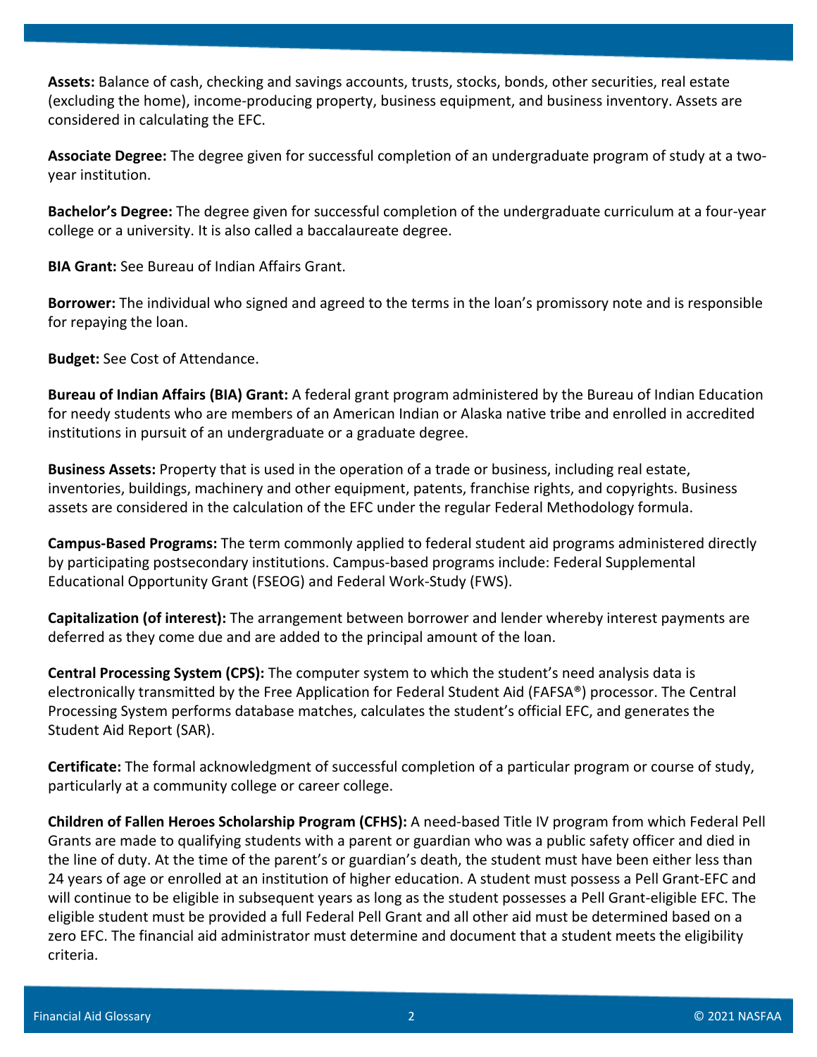**Assets:** Balance of cash, checking and savings accounts, trusts, stocks, bonds, other securities, real estate (excluding the home), income-producing property, business equipment, and business inventory. Assets are considered in calculating the EFC.

**Associate Degree:** The degree given for successful completion of an undergraduate program of study at a two-year institution.

**Bachelor's Degree:** The degree given for successful completion of the undergraduate curriculum at a four-year college or a university. It is also called a baccalaureate degree.

**BIA Grant:** See Bureau of Indian Affairs Grant.

**Borrower:** The individual who signed and agreed to the terms in the loan's promissory note and is responsible for repaying the loan.

**Budget:** See Cost of Attendance.

**Bureau of Indian Affairs (BIA) Grant:** A federal grant program administered by the Bureau of Indian Education for needy students who are members of an American Indian or Alaska native tribe and enrolled in accredited institutions in pursuit of an undergraduate or a graduate degree.

**Business Assets:** Property that is used in the operation of a trade or business, including real estate, inventories, buildings, machinery and other equipment, patents, franchise rights, and copyrights. Business assets are considered in the calculation of the EFC under the regular Federal Methodology formula.

**Campus-Based Programs:** The term commonly applied to federal student aid programs administered directly by participating postsecondary institutions. Campus-based programs include: Federal Supplemental Educational Opportunity Grant (FSEOG) and Federal Work-Study (FWS).

**Capitalization (of interest):** The arrangement between borrower and lender whereby interest payments are deferred as they come due and are added to the principal amount of the loan.

**Central Processing System (CPS):** The computer system to which the student's need analysis data is electronically transmitted by the Free Application for Federal Student Aid (FAFSA®) processor. The Central Processing System performs database matches, calculates the student's official EFC, and generates the Student Aid Report (SAR).

**Certificate:** The formal acknowledgment of successful completion of a particular program or course of study, particularly at a community college or career college.

**Children of Fallen Heroes Scholarship Program (CFHS):** A need-based Title IV program from which Federal Pell Grants are made to qualifying students with a parent or guardian who was a public safety officer and died in the line of duty. At the time of the parent's or guardian's death, the student must have been either less than 24 years of age or enrolled at an institution of higher education. A student must possess a Pell Grant-EFC and will continue to be eligible in subsequent years as long as the student possesses a Pell Grant-eligible EFC. The eligible student must be provided a full Federal Pell Grant and all other aid must be determined based on a zero EFC. The financial aid administrator must determine and document that a student meets the eligibility criteria.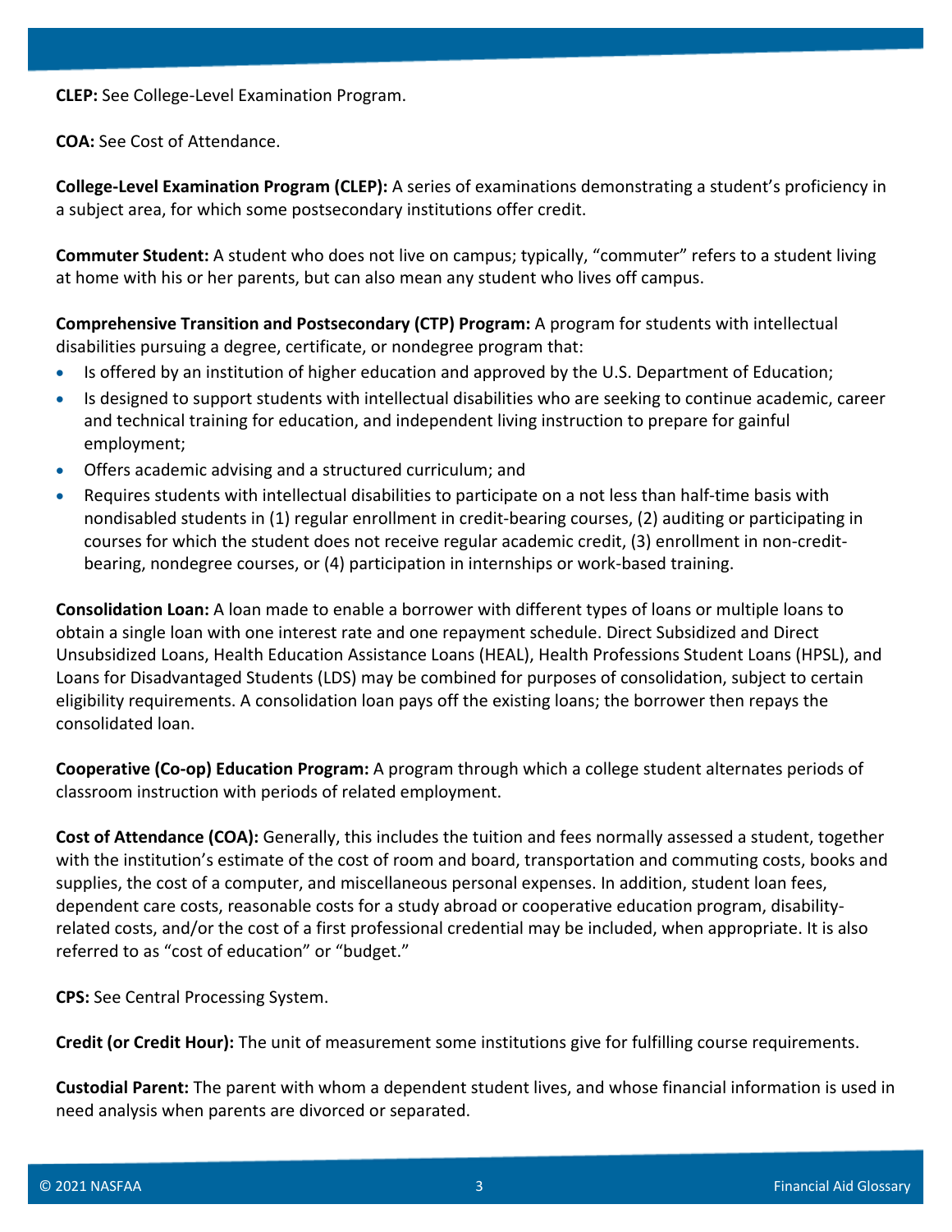**CLEP:** See College-Level Examination Program.

**COA:** See Cost of Attendance.

**College-Level Examination Program (CLEP):** A series of examinations demonstrating a student's proficiency in a subject area, for which some postsecondary institutions offer credit.

**Commuter Student:** A student who does not live on campus; typically, "commuter" refers to a student living at home with his or her parents, but can also mean any student who lives off campus.

**Comprehensive Transition and Postsecondary (CTP) Program:** A program for students with intellectual disabilities pursuing a degree, certificate, or nondegree program that:

- Is offered by an institution of higher education and approved by the U.S. Department of Education;
- Is designed to support students with intellectual disabilities who are seeking to continue academic, career and technical training for education, and independent living instruction to prepare for gainful employment;
- Offers academic advising and a structured curriculum; and
- Requires students with intellectual disabilities to participate on a not less than half-time basis with nondisabled students in (1) regular enrollment in credit-bearing courses, (2) auditing or participating in courses for which the student does not receive regular academic credit, (3) enrollment in non-credit-bearing, nondegree courses, or (4) participation in internships or work-based training.

**Consolidation Loan:** A loan made to enable a borrower with different types of loans or multiple loans to obtain a single loan with one interest rate and one repayment schedule. Direct Subsidized and Direct Unsubsidized Loans, Health Education Assistance Loans (HEAL), Health Professions Student Loans (HPSL), and Loans for Disadvantaged Students (LDS) may be combined for purposes of consolidation, subject to certain eligibility requirements. A consolidation loan pays off the existing loans; the borrower then repays the consolidated loan.

**Cooperative (Co-op) Education Program:** A program through which a college student alternates periods of classroom instruction with periods of related employment.

**Cost of Attendance (COA):** Generally, this includes the tuition and fees normally assessed a student, together with the institution's estimate of the cost of room and board, transportation and commuting costs, books and supplies, the cost of a computer, and miscellaneous personal expenses. In addition, student loan fees, dependent care costs, reasonable costs for a study abroad or cooperative education program, disability-related costs, and/or the cost of a first professional credential may be included, when appropriate. It is also referred to as "cost of education" or "budget."

**CPS:** See Central Processing System.

**Credit (or Credit Hour):** The unit of measurement some institutions give for fulfilling course requirements.

**Custodial Parent:** The parent with whom a dependent student lives, and whose financial information is used in need analysis when parents are divorced or separated.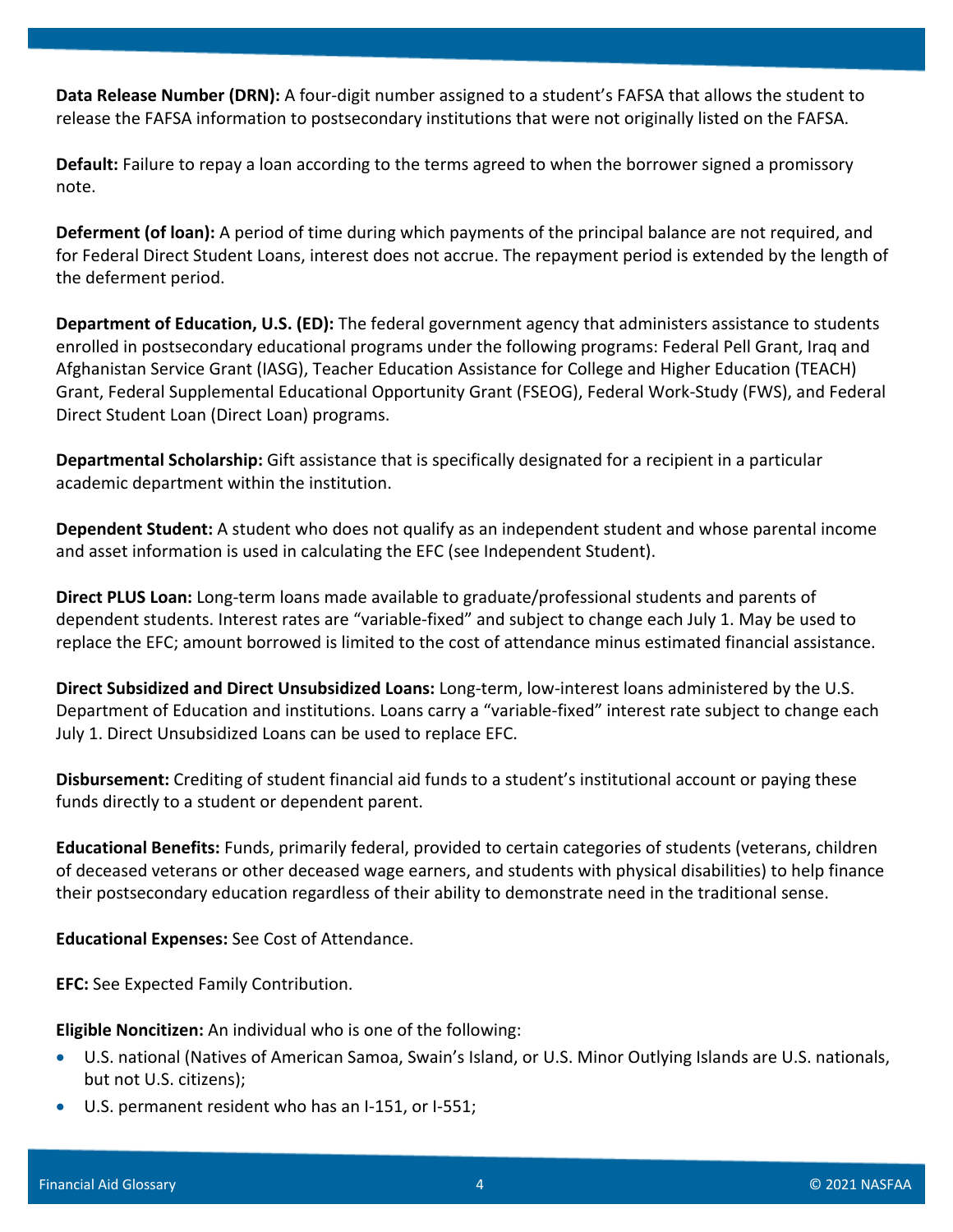**Data Release Number (DRN):** A four-digit number assigned to a student's FAFSA that allows the student to release the FAFSA information to postsecondary institutions that were not originally listed on the FAFSA.

**Default:** Failure to repay a loan according to the terms agreed to when the borrower signed a promissory note.

**Deferment (of loan):** A period of time during which payments of the principal balance are not required, and for Federal Direct Student Loans, interest does not accrue. The repayment period is extended by the length of the deferment period.

**Department of Education, U.S. (ED):** The federal government agency that administers assistance to students enrolled in postsecondary educational programs under the following programs: Federal Pell Grant, Iraq and Afghanistan Service Grant (IASG), Teacher Education Assistance for College and Higher Education (TEACH) Grant, Federal Supplemental Educational Opportunity Grant (FSEOG), Federal Work-Study (FWS), and Federal Direct Student Loan (Direct Loan) programs.

**Departmental Scholarship:** Gift assistance that is specifically designated for a recipient in a particular academic department within the institution.

**Dependent Student:** A student who does not qualify as an independent student and whose parental income and asset information is used in calculating the EFC (see Independent Student).

**Direct PLUS Loan:** Long-term loans made available to graduate/professional students and parents of dependent students. Interest rates are "variable-fixed" and subject to change each July 1. May be used to replace the EFC; amount borrowed is limited to the cost of attendance minus estimated financial assistance.

**Direct Subsidized and Direct Unsubsidized Loans:** Long-term, low-interest loans administered by the U.S. Department of Education and institutions. Loans carry a "variable-fixed" interest rate subject to change each July 1. Direct Unsubsidized Loans can be used to replace EFC.

**Disbursement:** Crediting of student financial aid funds to a student's institutional account or paying these funds directly to a student or dependent parent.

**Educational Benefits:** Funds, primarily federal, provided to certain categories of students (veterans, children of deceased veterans or other deceased wage earners, and students with physical disabilities) to help finance their postsecondary education regardless of their ability to demonstrate need in the traditional sense.

**Educational Expenses:** See Cost of Attendance.

**EFC:** See Expected Family Contribution.

**Eligible Noncitizen:** An individual who is one of the following:

- U.S. national (Natives of American Samoa, Swain's Island, or U.S. Minor Outlying Islands are U.S. nationals, but not U.S. citizens);
- U.S. permanent resident who has an I-151, or I-551;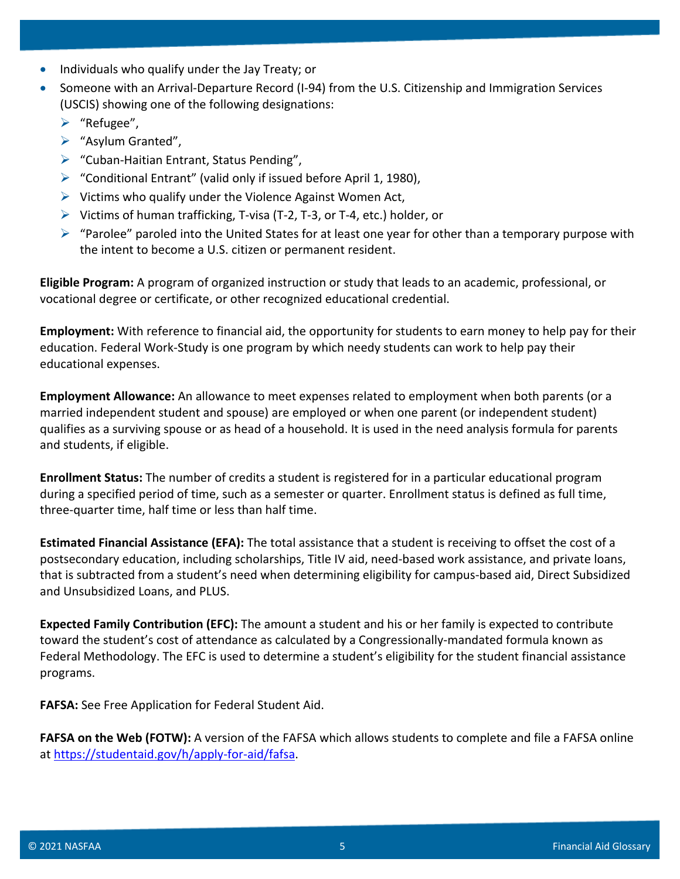- Individuals who qualify under the Jay Treaty; or
- Someone with an Arrival-Departure Record (I-94) from the U.S. Citizenship and Immigration Services (USCIS) showing one of the following designations:
  - "Refugee",
  - "Asylum Granted",
  - "Cuban-Haitian Entrant, Status Pending",
  - "Conditional Entrant" (valid only if issued before April 1, 1980),
  - Victims who qualify under the Violence Against Women Act,
  - Victims of human trafficking, T-visa (T-2, T-3, or T-4, etc.) holder, or
  - "Parolee" paroled into the United States for at least one year for other than a temporary purpose with the intent to become a U.S. citizen or permanent resident.

**Eligible Program:** A program of organized instruction or study that leads to an academic, professional, or vocational degree or certificate, or other recognized educational credential.

**Employment:** With reference to financial aid, the opportunity for students to earn money to help pay for their education. Federal Work-Study is one program by which needy students can work to help pay their educational expenses.

**Employment Allowance:** An allowance to meet expenses related to employment when both parents (or a married independent student and spouse) are employed or when one parent (or independent student) qualifies as a surviving spouse or as head of a household. It is used in the need analysis formula for parents and students, if eligible.

**Enrollment Status:** The number of credits a student is registered for in a particular educational program during a specified period of time, such as a semester or quarter. Enrollment status is defined as full time, three-quarter time, half time or less than half time.

**Estimated Financial Assistance (EFA):** The total assistance that a student is receiving to offset the cost of a postsecondary education, including scholarships, Title IV aid, need-based work assistance, and private loans, that is subtracted from a student's need when determining eligibility for campus-based aid, Direct Subsidized and Unsubsidized Loans, and PLUS.

**Expected Family Contribution (EFC):** The amount a student and his or her family is expected to contribute toward the student's cost of attendance as calculated by a Congressionally-mandated formula known as Federal Methodology. The EFC is used to determine a student's eligibility for the student financial assistance programs.

**FAFSA:** See Free Application for Federal Student Aid.

**FAFSA on the Web (FOTW):** A version of the FAFSA which allows students to complete and file a FAFSA online at https://studentaid.gov/h/apply-for-aid/fafsa.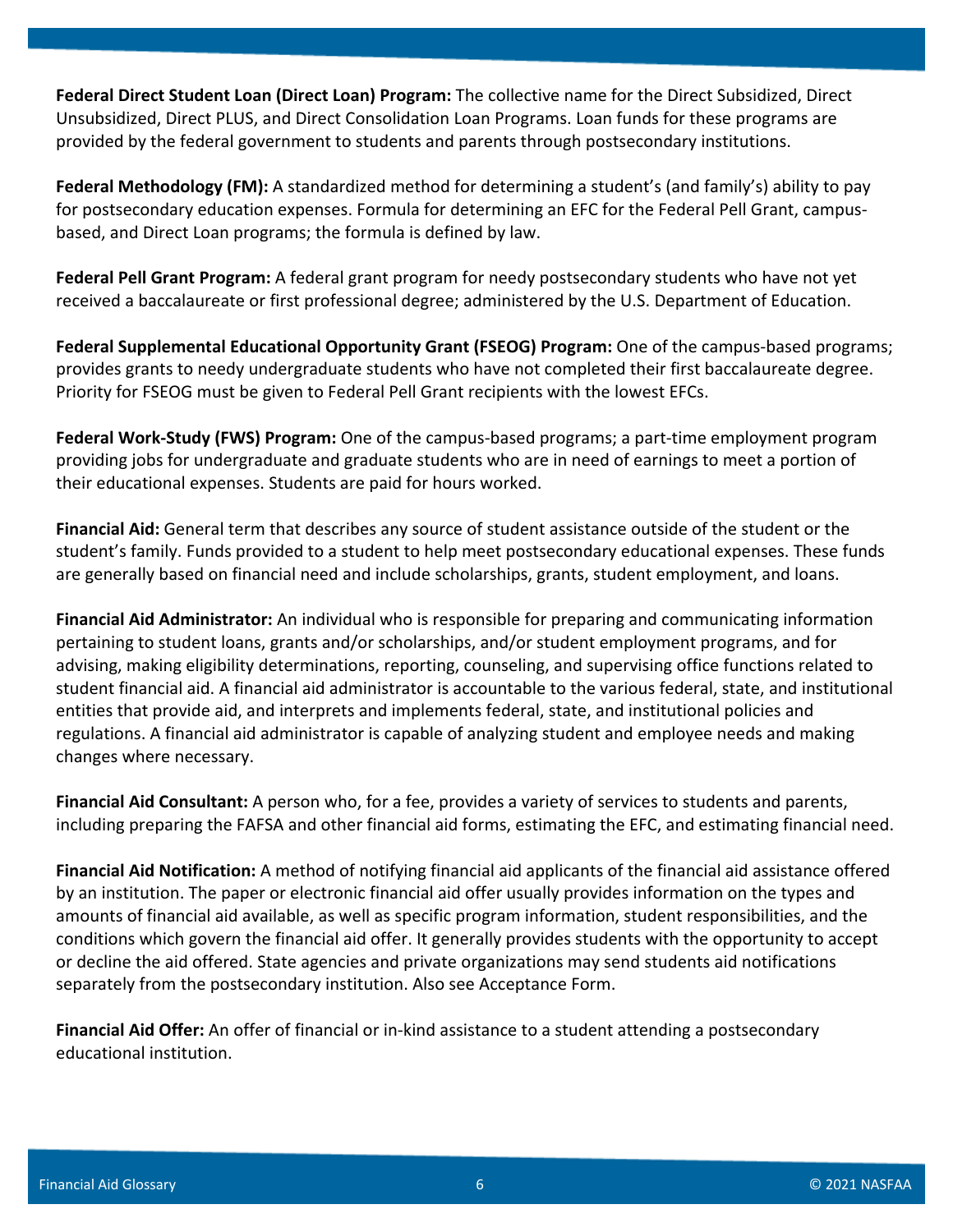**Federal Direct Student Loan (Direct Loan) Program:** The collective name for the Direct Subsidized, Direct Unsubsidized, Direct PLUS, and Direct Consolidation Loan Programs. Loan funds for these programs are provided by the federal government to students and parents through postsecondary institutions.

**Federal Methodology (FM):** A standardized method for determining a student's (and family's) ability to pay for postsecondary education expenses. Formula for determining an EFC for the Federal Pell Grant, campus-based, and Direct Loan programs; the formula is defined by law.

**Federal Pell Grant Program:** A federal grant program for needy postsecondary students who have not yet received a baccalaureate or first professional degree; administered by the U.S. Department of Education.

**Federal Supplemental Educational Opportunity Grant (FSEOG) Program:** One of the campus-based programs; provides grants to needy undergraduate students who have not completed their first baccalaureate degree. Priority for FSEOG must be given to Federal Pell Grant recipients with the lowest EFCs.

**Federal Work-Study (FWS) Program:** One of the campus-based programs; a part-time employment program providing jobs for undergraduate and graduate students who are in need of earnings to meet a portion of their educational expenses. Students are paid for hours worked.

**Financial Aid:** General term that describes any source of student assistance outside of the student or the student's family. Funds provided to a student to help meet postsecondary educational expenses. These funds are generally based on financial need and include scholarships, grants, student employment, and loans.

**Financial Aid Administrator:** An individual who is responsible for preparing and communicating information pertaining to student loans, grants and/or scholarships, and/or student employment programs, and for advising, making eligibility determinations, reporting, counseling, and supervising office functions related to student financial aid. A financial aid administrator is accountable to the various federal, state, and institutional entities that provide aid, and interprets and implements federal, state, and institutional policies and regulations. A financial aid administrator is capable of analyzing student and employee needs and making changes where necessary.

**Financial Aid Consultant:** A person who, for a fee, provides a variety of services to students and parents, including preparing the FAFSA and other financial aid forms, estimating the EFC, and estimating financial need.

**Financial Aid Notification:** A method of notifying financial aid applicants of the financial aid assistance offered by an institution. The paper or electronic financial aid offer usually provides information on the types and amounts of financial aid available, as well as specific program information, student responsibilities, and the conditions which govern the financial aid offer. It generally provides students with the opportunity to accept or decline the aid offered. State agencies and private organizations may send students aid notifications separately from the postsecondary institution. Also see Acceptance Form.

**Financial Aid Offer:** An offer of financial or in-kind assistance to a student attending a postsecondary educational institution.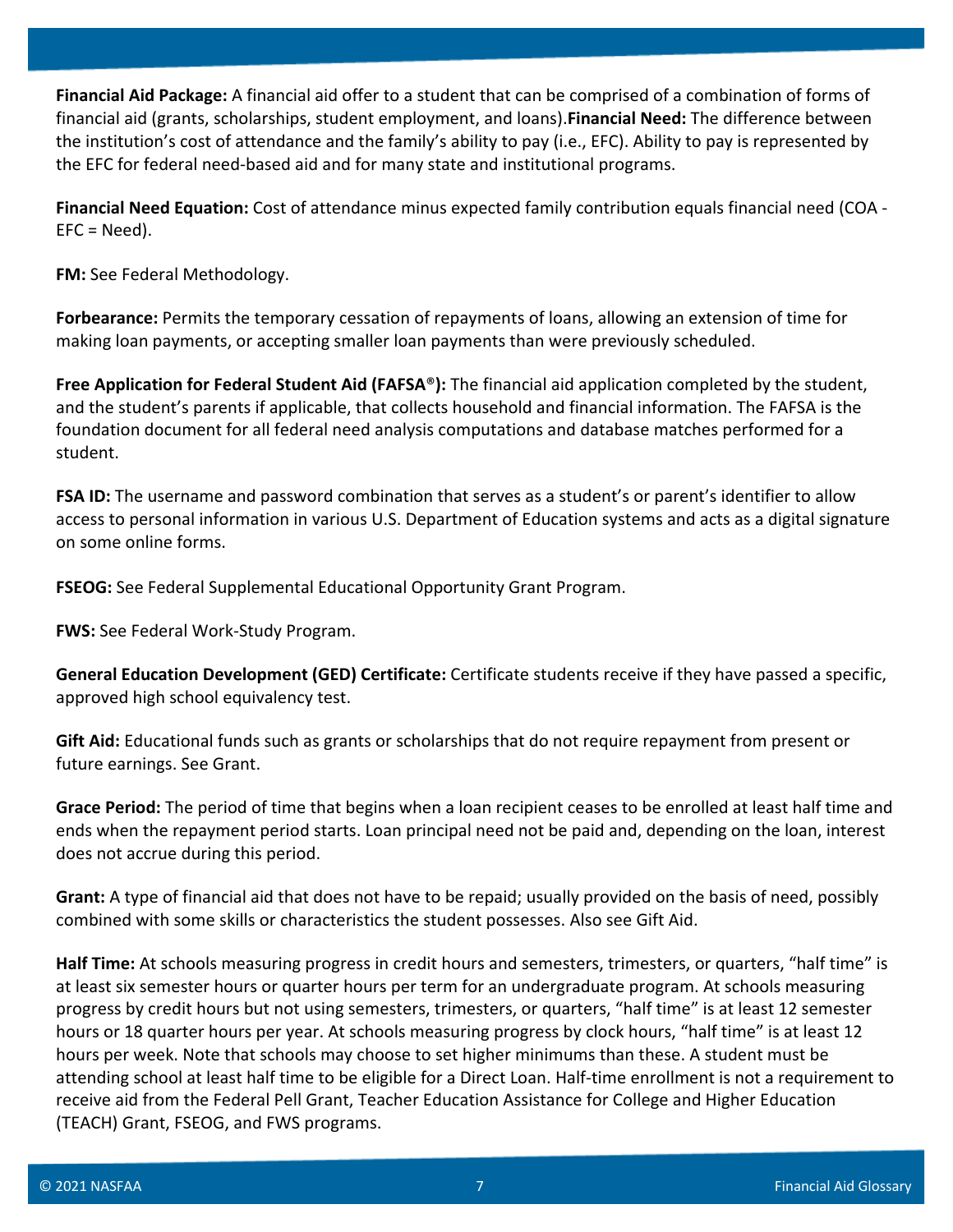**Financial Aid Package:** A financial aid offer to a student that can be comprised of a combination of forms of financial aid (grants, scholarships, student employment, and loans).**Financial Need:** The difference between the institution's cost of attendance and the family's ability to pay (i.e., EFC). Ability to pay is represented by the EFC for federal need-based aid and for many state and institutional programs.

**Financial Need Equation:** Cost of attendance minus expected family contribution equals financial need (COA - EFC = Need).

**FM:** See Federal Methodology.

**Forbearance:** Permits the temporary cessation of repayments of loans, allowing an extension of time for making loan payments, or accepting smaller loan payments than were previously scheduled.

**Free Application for Federal Student Aid (FAFSA®):** The financial aid application completed by the student, and the student's parents if applicable, that collects household and financial information. The FAFSA is the foundation document for all federal need analysis computations and database matches performed for a student.

**FSA ID:** The username and password combination that serves as a student's or parent's identifier to allow access to personal information in various U.S. Department of Education systems and acts as a digital signature on some online forms.

**FSEOG:** See Federal Supplemental Educational Opportunity Grant Program.

**FWS:** See Federal Work-Study Program.

**General Education Development (GED) Certificate:** Certificate students receive if they have passed a specific, approved high school equivalency test.

**Gift Aid:** Educational funds such as grants or scholarships that do not require repayment from present or future earnings. See Grant.

**Grace Period:** The period of time that begins when a loan recipient ceases to be enrolled at least half time and ends when the repayment period starts. Loan principal need not be paid and, depending on the loan, interest does not accrue during this period.

**Grant:** A type of financial aid that does not have to be repaid; usually provided on the basis of need, possibly combined with some skills or characteristics the student possesses. Also see Gift Aid.

**Half Time:** At schools measuring progress in credit hours and semesters, trimesters, or quarters, "half time" is at least six semester hours or quarter hours per term for an undergraduate program. At schools measuring progress by credit hours but not using semesters, trimesters, or quarters, "half time" is at least 12 semester hours or 18 quarter hours per year. At schools measuring progress by clock hours, "half time" is at least 12 hours per week. Note that schools may choose to set higher minimums than these. A student must be attending school at least half time to be eligible for a Direct Loan. Half-time enrollment is not a requirement to receive aid from the Federal Pell Grant, Teacher Education Assistance for College and Higher Education (TEACH) Grant, FSEOG, and FWS programs.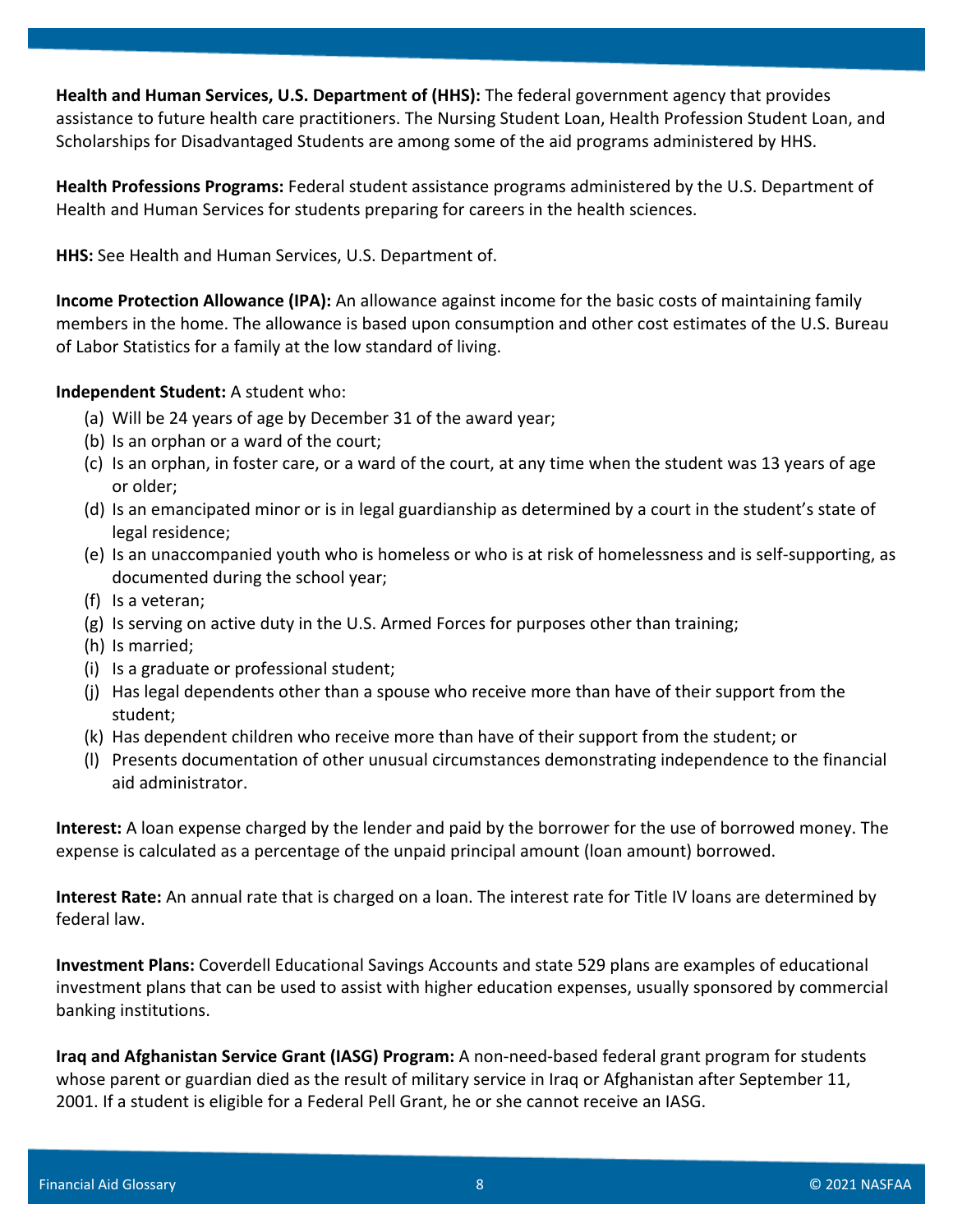**Health and Human Services, U.S. Department of (HHS):** The federal government agency that provides assistance to future health care practitioners. The Nursing Student Loan, Health Profession Student Loan, and Scholarships for Disadvantaged Students are among some of the aid programs administered by HHS.

**Health Professions Programs:** Federal student assistance programs administered by the U.S. Department of Health and Human Services for students preparing for careers in the health sciences.

**HHS:** See Health and Human Services, U.S. Department of.

**Income Protection Allowance (IPA):** An allowance against income for the basic costs of maintaining family members in the home. The allowance is based upon consumption and other cost estimates of the U.S. Bureau of Labor Statistics for a family at the low standard of living.

**Independent Student:** A student who:

(a) Will be 24 years of age by December 31 of the award year;
(b) Is an orphan or a ward of the court;
(c) Is an orphan, in foster care, or a ward of the court, at any time when the student was 13 years of age or older;
(d) Is an emancipated minor or is in legal guardianship as determined by a court in the student's state of legal residence;
(e) Is an unaccompanied youth who is homeless or who is at risk of homelessness and is self-supporting, as documented during the school year;
(f) Is a veteran;
(g) Is serving on active duty in the U.S. Armed Forces for purposes other than training;
(h) Is married;
(i) Is a graduate or professional student;
(j) Has legal dependents other than a spouse who receive more than have of their support from the student;
(k) Has dependent children who receive more than have of their support from the student; or
(l) Presents documentation of other unusual circumstances demonstrating independence to the financial aid administrator.

**Interest:** A loan expense charged by the lender and paid by the borrower for the use of borrowed money. The expense is calculated as a percentage of the unpaid principal amount (loan amount) borrowed.

**Interest Rate:** An annual rate that is charged on a loan. The interest rate for Title IV loans are determined by federal law.

**Investment Plans:** Coverdell Educational Savings Accounts and state 529 plans are examples of educational investment plans that can be used to assist with higher education expenses, usually sponsored by commercial banking institutions.

**Iraq and Afghanistan Service Grant (IASG) Program:** A non-need-based federal grant program for students whose parent or guardian died as the result of military service in Iraq or Afghanistan after September 11, 2001. If a student is eligible for a Federal Pell Grant, he or she cannot receive an IASG.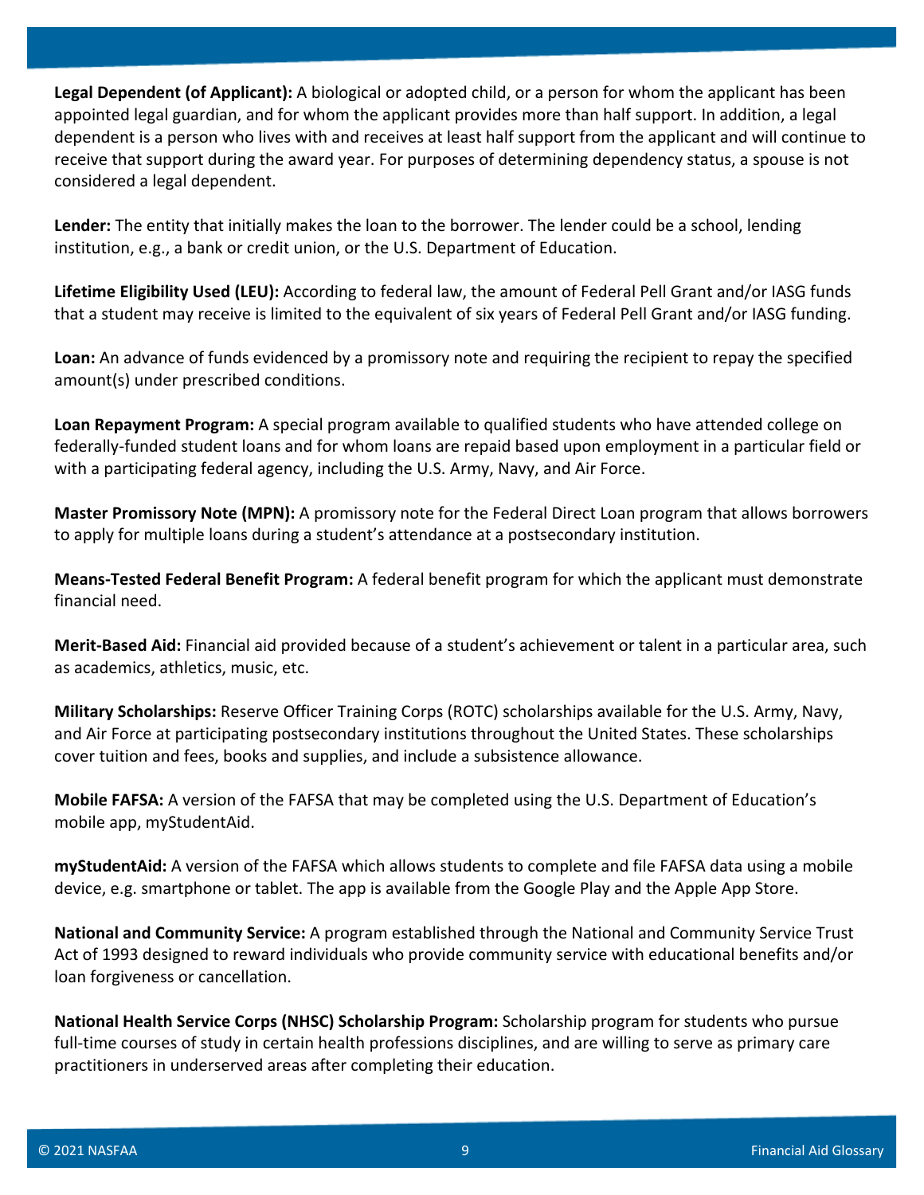**Legal Dependent (of Applicant):** A biological or adopted child, or a person for whom the applicant has been appointed legal guardian, and for whom the applicant provides more than half support. In addition, a legal dependent is a person who lives with and receives at least half support from the applicant and will continue to receive that support during the award year. For purposes of determining dependency status, a spouse is not considered a legal dependent.

**Lender:** The entity that initially makes the loan to the borrower. The lender could be a school, lending institution, e.g., a bank or credit union, or the U.S. Department of Education.

**Lifetime Eligibility Used (LEU):** According to federal law, the amount of Federal Pell Grant and/or IASG funds that a student may receive is limited to the equivalent of six years of Federal Pell Grant and/or IASG funding.

**Loan:** An advance of funds evidenced by a promissory note and requiring the recipient to repay the specified amount(s) under prescribed conditions.

**Loan Repayment Program:** A special program available to qualified students who have attended college on federally-funded student loans and for whom loans are repaid based upon employment in a particular field or with a participating federal agency, including the U.S. Army, Navy, and Air Force.

**Master Promissory Note (MPN):** A promissory note for the Federal Direct Loan program that allows borrowers to apply for multiple loans during a student's attendance at a postsecondary institution.

**Means-Tested Federal Benefit Program:** A federal benefit program for which the applicant must demonstrate financial need.

**Merit-Based Aid:** Financial aid provided because of a student's achievement or talent in a particular area, such as academics, athletics, music, etc.

**Military Scholarships:** Reserve Officer Training Corps (ROTC) scholarships available for the U.S. Army, Navy, and Air Force at participating postsecondary institutions throughout the United States. These scholarships cover tuition and fees, books and supplies, and include a subsistence allowance.

**Mobile FAFSA:** A version of the FAFSA that may be completed using the U.S. Department of Education's mobile app, myStudentAid.

**myStudentAid:** A version of the FAFSA which allows students to complete and file FAFSA data using a mobile device, e.g. smartphone or tablet. The app is available from the Google Play and the Apple App Store.

**National and Community Service:** A program established through the National and Community Service Trust Act of 1993 designed to reward individuals who provide community service with educational benefits and/or loan forgiveness or cancellation.

**National Health Service Corps (NHSC) Scholarship Program:** Scholarship program for students who pursue full-time courses of study in certain health professions disciplines, and are willing to serve as primary care practitioners in underserved areas after completing their education.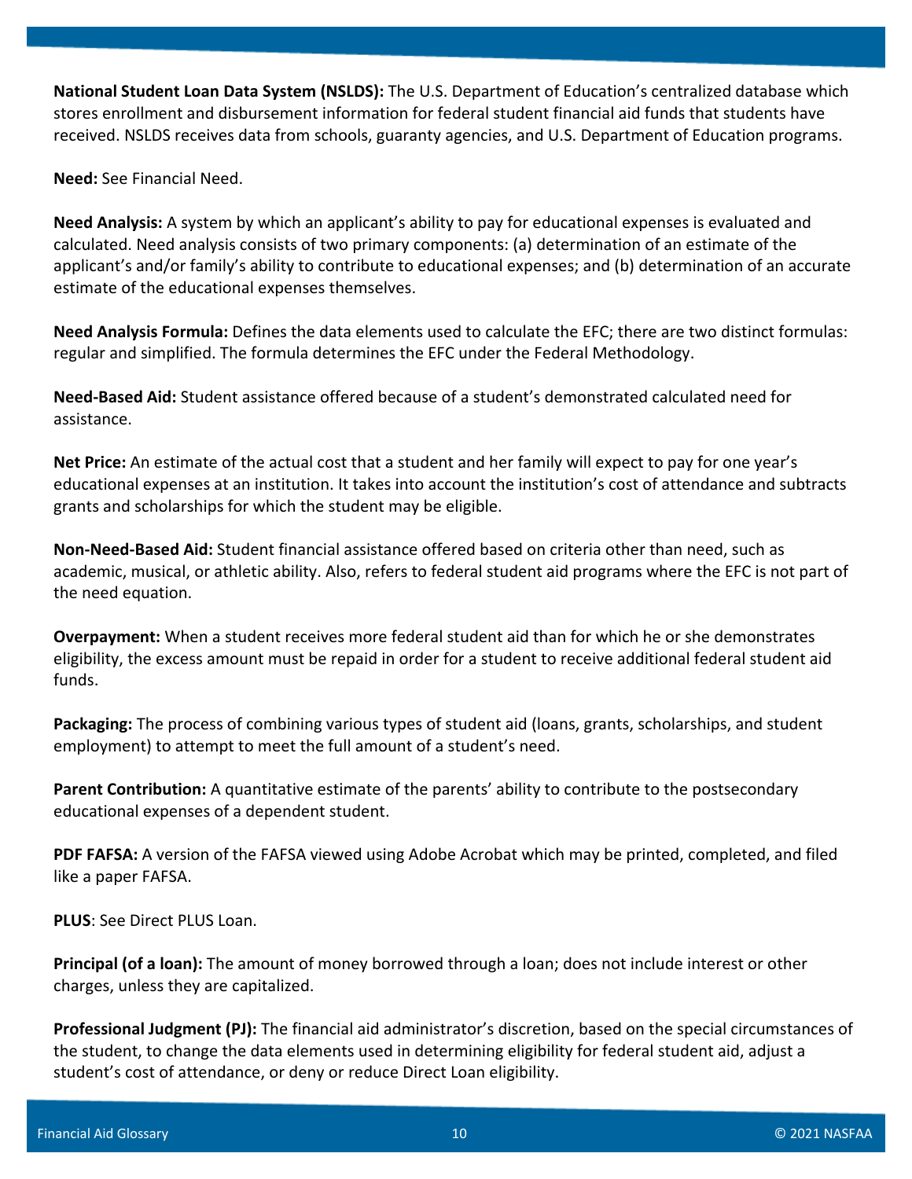**National Student Loan Data System (NSLDS):** The U.S. Department of Education's centralized database which stores enrollment and disbursement information for federal student financial aid funds that students have received. NSLDS receives data from schools, guaranty agencies, and U.S. Department of Education programs.

**Need:** See Financial Need.

**Need Analysis:** A system by which an applicant's ability to pay for educational expenses is evaluated and calculated. Need analysis consists of two primary components: (a) determination of an estimate of the applicant's and/or family's ability to contribute to educational expenses; and (b) determination of an accurate estimate of the educational expenses themselves.

**Need Analysis Formula:** Defines the data elements used to calculate the EFC; there are two distinct formulas: regular and simplified. The formula determines the EFC under the Federal Methodology.

**Need-Based Aid:** Student assistance offered because of a student's demonstrated calculated need for assistance.

**Net Price:** An estimate of the actual cost that a student and her family will expect to pay for one year's educational expenses at an institution. It takes into account the institution's cost of attendance and subtracts grants and scholarships for which the student may be eligible.

**Non-Need-Based Aid:** Student financial assistance offered based on criteria other than need, such as academic, musical, or athletic ability. Also, refers to federal student aid programs where the EFC is not part of the need equation.

**Overpayment:** When a student receives more federal student aid than for which he or she demonstrates eligibility, the excess amount must be repaid in order for a student to receive additional federal student aid funds.

**Packaging:** The process of combining various types of student aid (loans, grants, scholarships, and student employment) to attempt to meet the full amount of a student's need.

**Parent Contribution:** A quantitative estimate of the parents' ability to contribute to the postsecondary educational expenses of a dependent student.

**PDF FAFSA:** A version of the FAFSA viewed using Adobe Acrobat which may be printed, completed, and filed like a paper FAFSA.

**PLUS**: See Direct PLUS Loan.

**Principal (of a loan):** The amount of money borrowed through a loan; does not include interest or other charges, unless they are capitalized.

**Professional Judgment (PJ):** The financial aid administrator's discretion, based on the special circumstances of the student, to change the data elements used in determining eligibility for federal student aid, adjust a student's cost of attendance, or deny or reduce Direct Loan eligibility.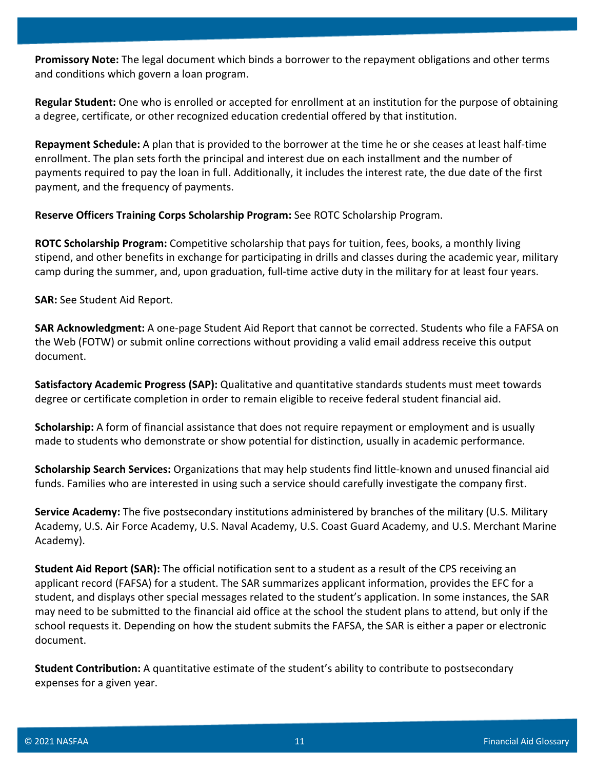**Promissory Note:** The legal document which binds a borrower to the repayment obligations and other terms and conditions which govern a loan program.

**Regular Student:** One who is enrolled or accepted for enrollment at an institution for the purpose of obtaining a degree, certificate, or other recognized education credential offered by that institution.

**Repayment Schedule:** A plan that is provided to the borrower at the time he or she ceases at least half-time enrollment. The plan sets forth the principal and interest due on each installment and the number of payments required to pay the loan in full. Additionally, it includes the interest rate, the due date of the first payment, and the frequency of payments.

**Reserve Officers Training Corps Scholarship Program:** See ROTC Scholarship Program.

**ROTC Scholarship Program:** Competitive scholarship that pays for tuition, fees, books, a monthly living stipend, and other benefits in exchange for participating in drills and classes during the academic year, military camp during the summer, and, upon graduation, full-time active duty in the military for at least four years.

**SAR:** See Student Aid Report.

**SAR Acknowledgment:** A one-page Student Aid Report that cannot be corrected. Students who file a FAFSA on the Web (FOTW) or submit online corrections without providing a valid email address receive this output document.

**Satisfactory Academic Progress (SAP):** Qualitative and quantitative standards students must meet towards degree or certificate completion in order to remain eligible to receive federal student financial aid.

**Scholarship:** A form of financial assistance that does not require repayment or employment and is usually made to students who demonstrate or show potential for distinction, usually in academic performance.

**Scholarship Search Services:** Organizations that may help students find little-known and unused financial aid funds. Families who are interested in using such a service should carefully investigate the company first.

**Service Academy:** The five postsecondary institutions administered by branches of the military (U.S. Military Academy, U.S. Air Force Academy, U.S. Naval Academy, U.S. Coast Guard Academy, and U.S. Merchant Marine Academy).

**Student Aid Report (SAR):** The official notification sent to a student as a result of the CPS receiving an applicant record (FAFSA) for a student. The SAR summarizes applicant information, provides the EFC for a student, and displays other special messages related to the student's application. In some instances, the SAR may need to be submitted to the financial aid office at the school the student plans to attend, but only if the school requests it. Depending on how the student submits the FAFSA, the SAR is either a paper or electronic document.

**Student Contribution:** A quantitative estimate of the student's ability to contribute to postsecondary expenses for a given year.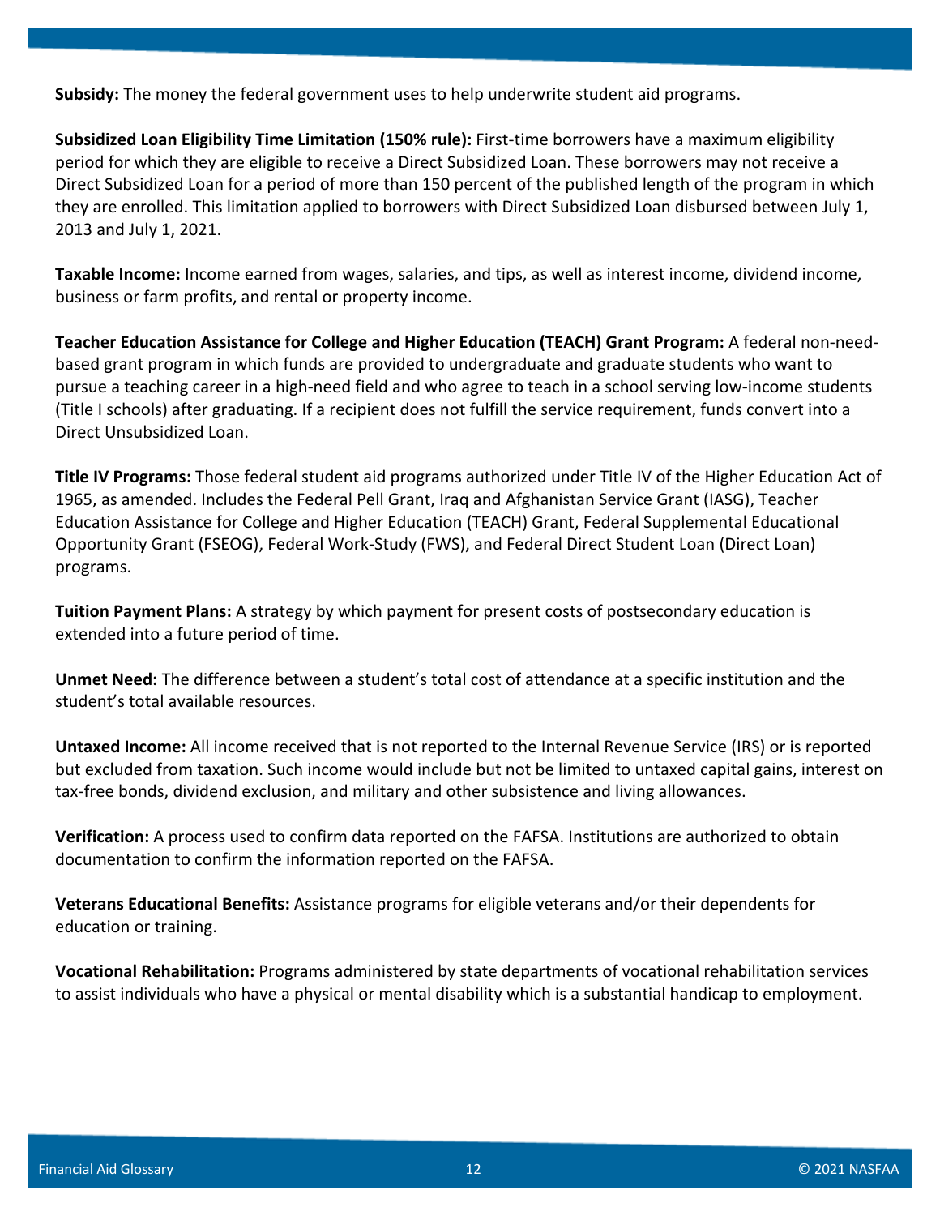**Subsidy:** The money the federal government uses to help underwrite student aid programs.

**Subsidized Loan Eligibility Time Limitation (150% rule):** First-time borrowers have a maximum eligibility period for which they are eligible to receive a Direct Subsidized Loan. These borrowers may not receive a Direct Subsidized Loan for a period of more than 150 percent of the published length of the program in which they are enrolled. This limitation applied to borrowers with Direct Subsidized Loan disbursed between July 1, 2013 and July 1, 2021.

**Taxable Income:** Income earned from wages, salaries, and tips, as well as interest income, dividend income, business or farm profits, and rental or property income.

**Teacher Education Assistance for College and Higher Education (TEACH) Grant Program:** A federal non-need-based grant program in which funds are provided to undergraduate and graduate students who want to pursue a teaching career in a high-need field and who agree to teach in a school serving low-income students (Title I schools) after graduating. If a recipient does not fulfill the service requirement, funds convert into a Direct Unsubsidized Loan.

**Title IV Programs:** Those federal student aid programs authorized under Title IV of the Higher Education Act of 1965, as amended. Includes the Federal Pell Grant, Iraq and Afghanistan Service Grant (IASG), Teacher Education Assistance for College and Higher Education (TEACH) Grant, Federal Supplemental Educational Opportunity Grant (FSEOG), Federal Work-Study (FWS), and Federal Direct Student Loan (Direct Loan) programs.

**Tuition Payment Plans:** A strategy by which payment for present costs of postsecondary education is extended into a future period of time.

**Unmet Need:** The difference between a student's total cost of attendance at a specific institution and the student's total available resources.

**Untaxed Income:** All income received that is not reported to the Internal Revenue Service (IRS) or is reported but excluded from taxation. Such income would include but not be limited to untaxed capital gains, interest on tax-free bonds, dividend exclusion, and military and other subsistence and living allowances.

**Verification:** A process used to confirm data reported on the FAFSA. Institutions are authorized to obtain documentation to confirm the information reported on the FAFSA.

**Veterans Educational Benefits:** Assistance programs for eligible veterans and/or their dependents for education or training.

**Vocational Rehabilitation:** Programs administered by state departments of vocational rehabilitation services to assist individuals who have a physical or mental disability which is a substantial handicap to employment.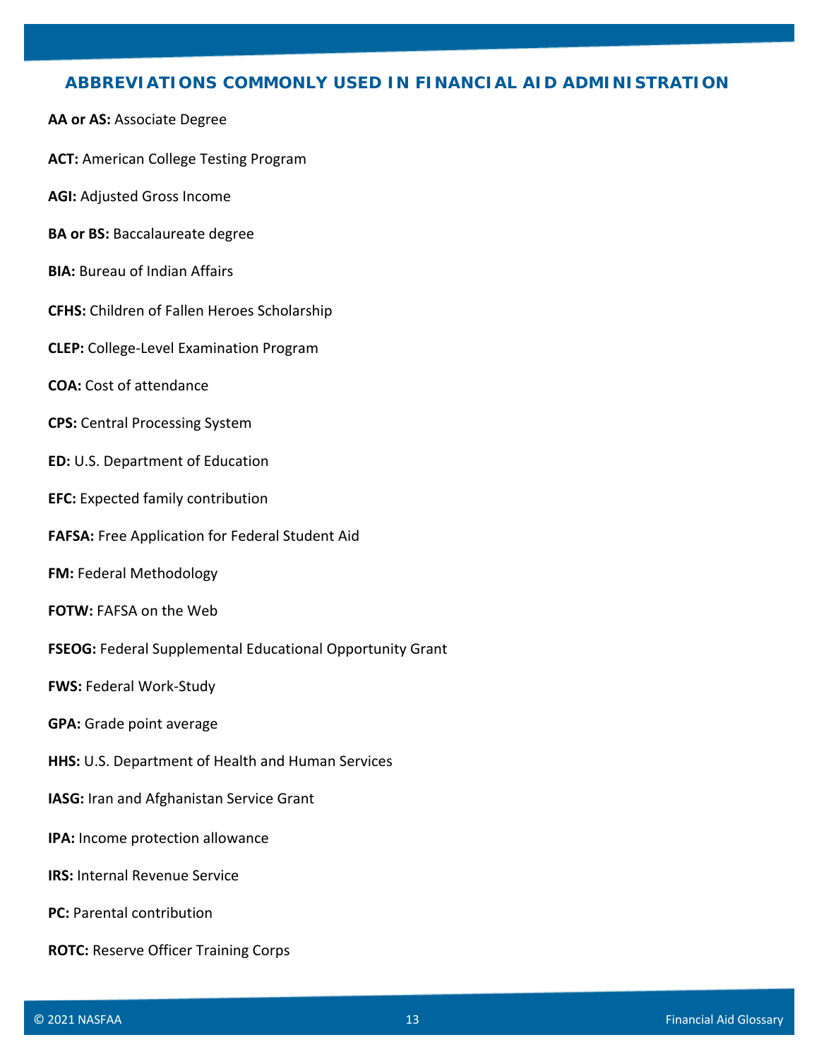## ABBREVIATIONS COMMONLY USED IN FINANCIAL AID ADMINISTRATION

**AA or AS:** Associate Degree

**ACT:** American College Testing Program

**AGI:** Adjusted Gross Income

**BA or BS:** Baccalaureate degree

**BIA:** Bureau of Indian Affairs

**CFHS:** Children of Fallen Heroes Scholarship

**CLEP:** College-Level Examination Program

**COA:** Cost of attendance

**CPS:** Central Processing System

**ED:** U.S. Department of Education

**EFC:** Expected family contribution

**FAFSA:** Free Application for Federal Student Aid

**FM:** Federal Methodology

**FOTW:** FAFSA on the Web

**FSEOG:** Federal Supplemental Educational Opportunity Grant

**FWS:** Federal Work-Study

**GPA:** Grade point average

**HHS:** U.S. Department of Health and Human Services

**IASG:** Iran and Afghanistan Service Grant

**IPA:** Income protection allowance

**IRS:** Internal Revenue Service

**PC:** Parental contribution

**ROTC:** Reserve Officer Training Corps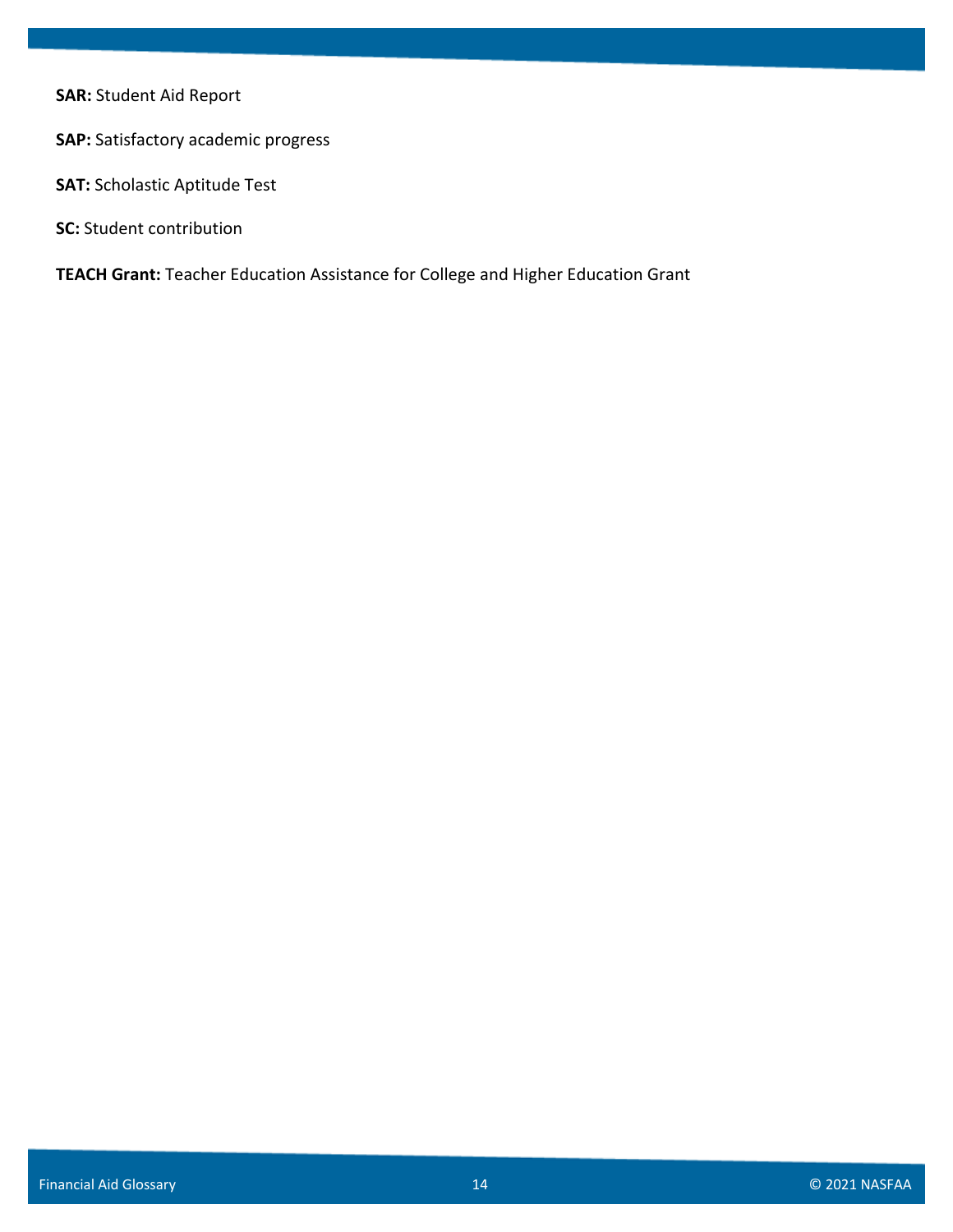**SAR:** Student Aid Report

**SAP:** Satisfactory academic progress

**SAT:** Scholastic Aptitude Test

**SC:** Student contribution

**TEACH Grant:** Teacher Education Assistance for College and Higher Education Grant